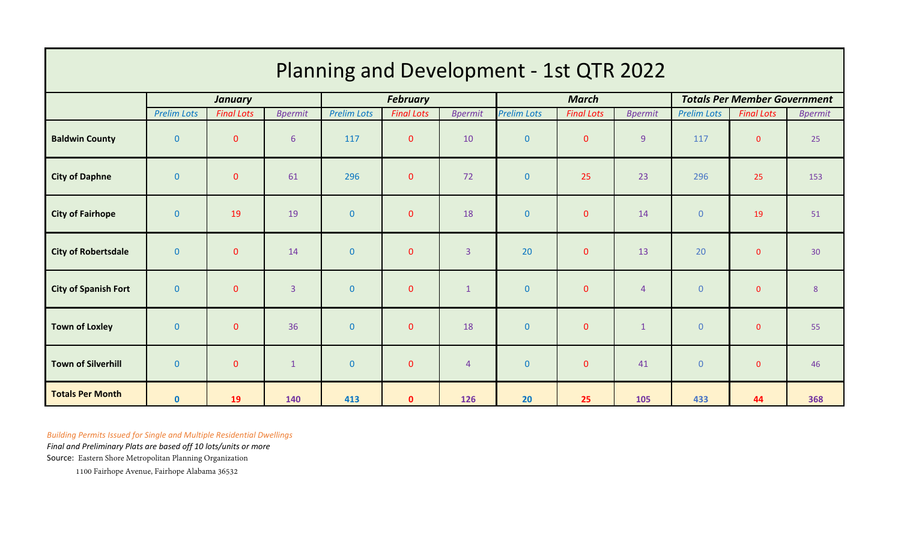# Planning and Development - 1st QTR 2022

| | *January* | | | *February* | | | *March* | | | *Totals Per Member Government* | | |
|---|---|---|---|---|---|---|---|---|---|---|---|---|
| | *Prelim Lots* | *Final Lots* | *Bpermit* | *Prelim Lots* | *Final Lots* | *Bpermit* | *Prelim Lots* | *Final Lots* | *Bpermit* | *Prelim Lots* | *Final Lots* | *Bpermit* |
| **Baldwin County** | 0 | 0 | 6 | 117 | 0 | 10 | 0 | 0 | 9 | 117 | 0 | 25 |
| **City of Daphne** | 0 | 0 | 61 | 296 | 0 | 72 | 0 | 25 | 23 | 296 | 25 | 153 |
| **City of Fairhope** | 0 | 19 | 19 | 0 | 0 | 18 | 0 | 0 | 14 | 0 | 19 | 51 |
| **City of Robertsdale** | 0 | 0 | 14 | 0 | 0 | 3 | 20 | 0 | 13 | 20 | 0 | 30 |
| **City of Spanish Fort** | 0 | 0 | 3 | 0 | 0 | 1 | 0 | 0 | 4 | 0 | 0 | 8 |
| **Town of Loxley** | 0 | 0 | 36 | 0 | 0 | 18 | 0 | 0 | 1 | 0 | 0 | 55 |
| **Town of Silverhill** | 0 | 0 | 1 | 0 | 0 | 4 | 0 | 0 | 41 | 0 | 0 | 46 |
| **Totals Per Month** | **0** | **19** | **140** | **413** | **0** | **126** | **20** | **25** | **105** | **433** | **44** | **368** |

*Building Permits Issued for Single and Multiple Residential Dwellings*

*Final and Preliminary Plats are based off 10 lots/units or more*

Source: Eastern Shore Metropolitan Planning Organization

1100 Fairhope Avenue, Fairhope Alabama 36532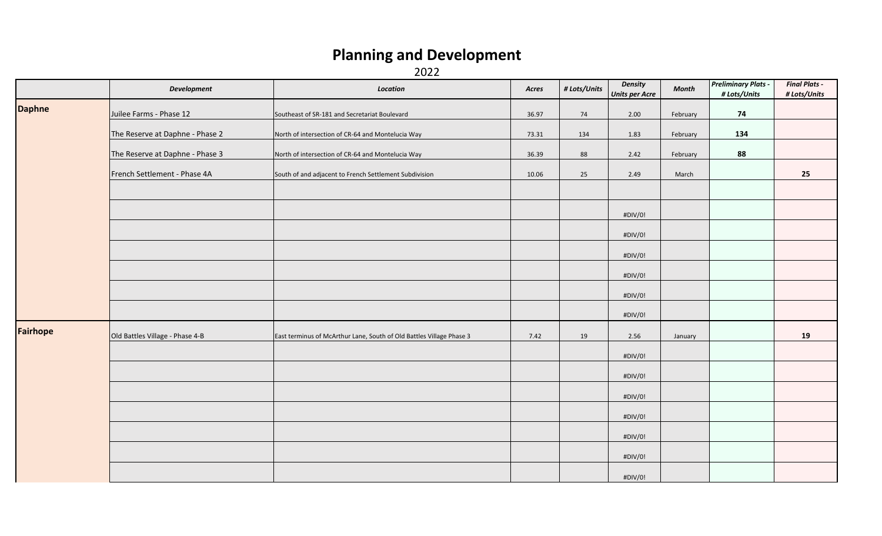# Planning and Development

2022

| | Development | Location | Acres | # Lots/Units | Density Units per Acre | Month | Preliminary Plats - # Lots/Units | Final Plats - # Lots/Units |
|---|---|---|---|---|---|---|---|---|
| **Daphne** | Juilee Farms - Phase 12 | Southeast of SR-181 and Secretariat Boulevard | 36.97 | 74 | 2.00 | February | **74** | |
| | The Reserve at Daphne - Phase 2 | North of intersection of CR-64 and Montelucia Way | 73.31 | 134 | 1.83 | February | **134** | |
| | The Reserve at Daphne - Phase 3 | North of intersection of CR-64 and Montelucia Way | 36.39 | 88 | 2.42 | February | **88** | |
| | French Settlement - Phase 4A | South of and adjacent to French Settlement Subdivision | 10.06 | 25 | 2.49 | March | | **25** |
| | | | | | | | | |
| | | | | | #DIV/0! | | | |
| | | | | | #DIV/0! | | | |
| | | | | | #DIV/0! | | | |
| | | | | | #DIV/0! | | | |
| | | | | | #DIV/0! | | | |
| | | | | | #DIV/0! | | | |
| **Fairhope** | Old Battles Village - Phase 4-B | East terminus of McArthur Lane, South of Old Battles Village Phase 3 | 7.42 | 19 | 2.56 | January | | **19** |
| | | | | | #DIV/0! | | | |
| | | | | | #DIV/0! | | | |
| | | | | | #DIV/0! | | | |
| | | | | | #DIV/0! | | | |
| | | | | | #DIV/0! | | | |
| | | | | | #DIV/0! | | | |
| | | | | | #DIV/0! | | | |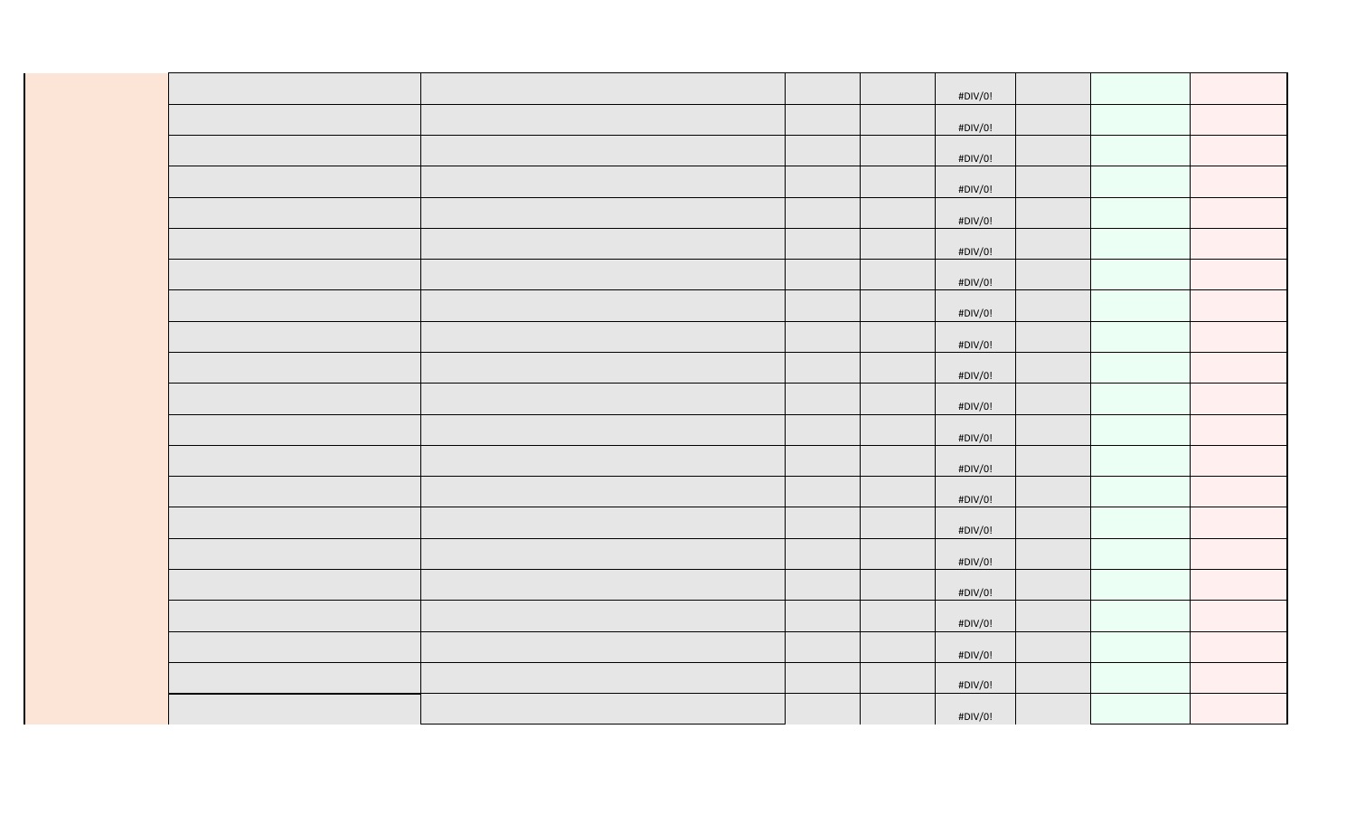| | | | | | | | | |
|---|---|---|---|---|---|---|---|---|
| | | | | | #DIV/0! | | | |
| | | | | | #DIV/0! | | | |
| | | | | | #DIV/0! | | | |
| | | | | | #DIV/0! | | | |
| | | | | | #DIV/0! | | | |
| | | | | | #DIV/0! | | | |
| | | | | | #DIV/0! | | | |
| | | | | | #DIV/0! | | | |
| | | | | | #DIV/0! | | | |
| | | | | | #DIV/0! | | | |
| | | | | | #DIV/0! | | | |
| | | | | | #DIV/0! | | | |
| | | | | | #DIV/0! | | | |
| | | | | | #DIV/0! | | | |
| | | | | | #DIV/0! | | | |
| | | | | | #DIV/0! | | | |
| | | | | | #DIV/0! | | | |
| | | | | | #DIV/0! | | | |
| | | | | | #DIV/0! | | | |
| | | | | | #DIV/0! | | | |
| | | | | | #DIV/0! | | | |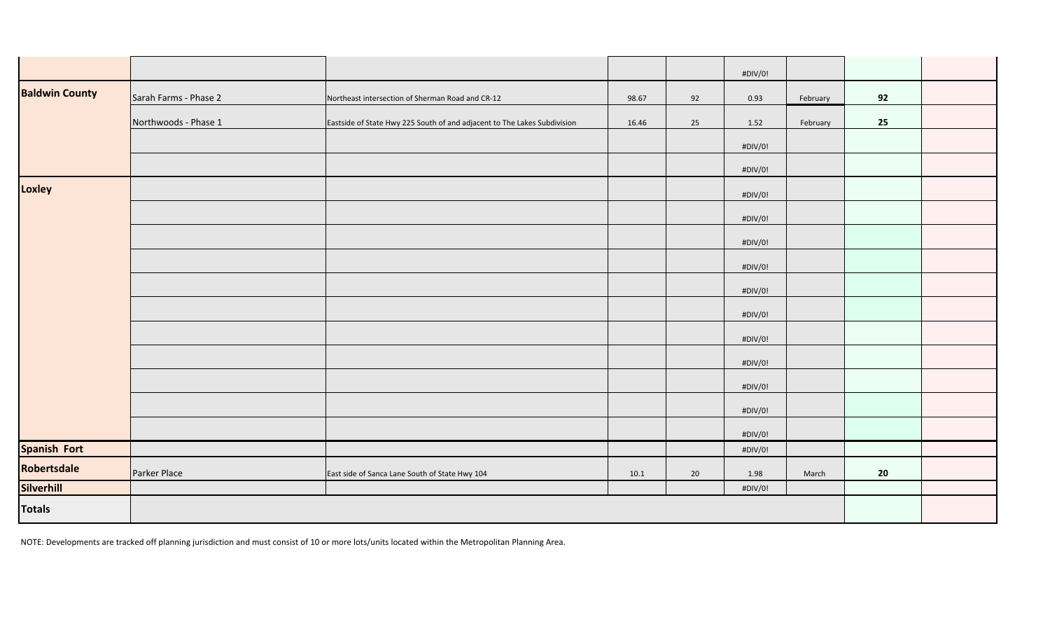| | | | | | | | | |
|---|---|---|---|---|---|---|---|---|
| | | | | | #DIV/0! | | | |
| **Baldwin County** | Sarah Farms - Phase 2 | Northeast intersection of Sherman Road and CR-12 | 98.67 | 92 | 0.93 | February | **92** | |
| | Northwoods - Phase 1 | Eastside of State Hwy 225 South of and adjacent to The Lakes Subdivision | 16.46 | 25 | 1.52 | February | **25** | |
| | | | | | #DIV/0! | | | |
| | | | | | #DIV/0! | | | |
| **Loxley** | | | | | #DIV/0! | | | |
| | | | | | #DIV/0! | | | |
| | | | | | #DIV/0! | | | |
| | | | | | #DIV/0! | | | |
| | | | | | #DIV/0! | | | |
| | | | | | #DIV/0! | | | |
| | | | | | #DIV/0! | | | |
| | | | | | #DIV/0! | | | |
| | | | | | #DIV/0! | | | |
| | | | | | #DIV/0! | | | |
| | | | | | #DIV/0! | | | |
| **Spanish Fort** | | | | | #DIV/0! | | | |
| **Robertsdale** | Parker Place | East side of Sanca Lane South of State Hwy 104 | 10.1 | 20 | 1.98 | March | **20** | |
| **Silverhill** | | | | | #DIV/0! | | | |
| **Totals** | | | | | | | | |

NOTE: Developments are tracked off planning jurisdiction and must consist of 10 or more lots/units located within the Metropolitan Planning Area.